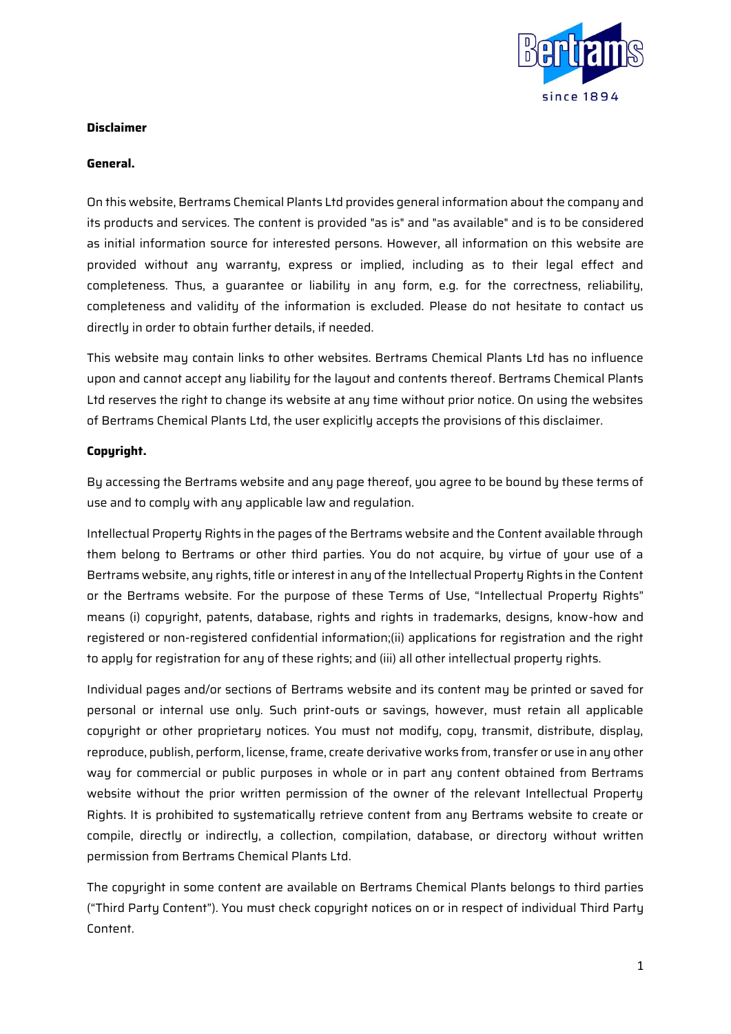**Disclaimer**

**General.**

On this website, Bertrams Chemical Plants Ltd provides general information about the company and its products and services. The content is provided "as is" and "as available" and is to be considered as initial information source for interested persons. However, all information on this website are provided without any warranty, express or implied, including as to their legal effect and completeness. Thus, a guarantee or liability in any form, e.g. for the correctness, reliability, completeness and validity of the information is excluded. Please do not hesitate to contact us directly in order to obtain further details, if needed.

This website may contain links to other websites. Bertrams Chemical Plants Ltd has no influence upon and cannot accept any liability for the layout and contents thereof. Bertrams Chemical Plants Ltd reserves the right to change its website at any time without prior notice. On using the websites of Bertrams Chemical Plants Ltd, the user explicitly accepts the provisions of this disclaimer.

**Copyright.**

By accessing the Bertrams website and any page thereof, you agree to be bound by these terms of use and to comply with any applicable law and regulation.

Intellectual Property Rights in the pages of the Bertrams website and the Content available through them belong to Bertrams or other third parties. You do not acquire, by virtue of your use of a Bertrams website, any rights, title or interest in any of the Intellectual Property Rights in the Content or the Bertrams website. For the purpose of these Terms of Use, "Intellectual Property Rights" means (i) copyright, patents, database, rights and rights in trademarks, designs, know-how and registered or non-registered confidential information;(ii) applications for registration and the right to apply for registration for any of these rights; and (iii) all other intellectual property rights.

Individual pages and/or sections of Bertrams website and its content may be printed or saved for personal or internal use only. Such print-outs or savings, however, must retain all applicable copyright or other proprietary notices. You must not modify, copy, transmit, distribute, display, reproduce, publish, perform, license, frame, create derivative works from, transfer or use in any other way for commercial or public purposes in whole or in part any content obtained from Bertrams website without the prior written permission of the owner of the relevant Intellectual Property Rights. It is prohibited to systematically retrieve content from any Bertrams website to create or compile, directly or indirectly, a collection, compilation, database, or directory without written permission from Bertrams Chemical Plants Ltd.

The copyright in some content are available on Bertrams Chemical Plants belongs to third parties ("Third Party Content"). You must check copyright notices on or in respect of individual Third Party Content.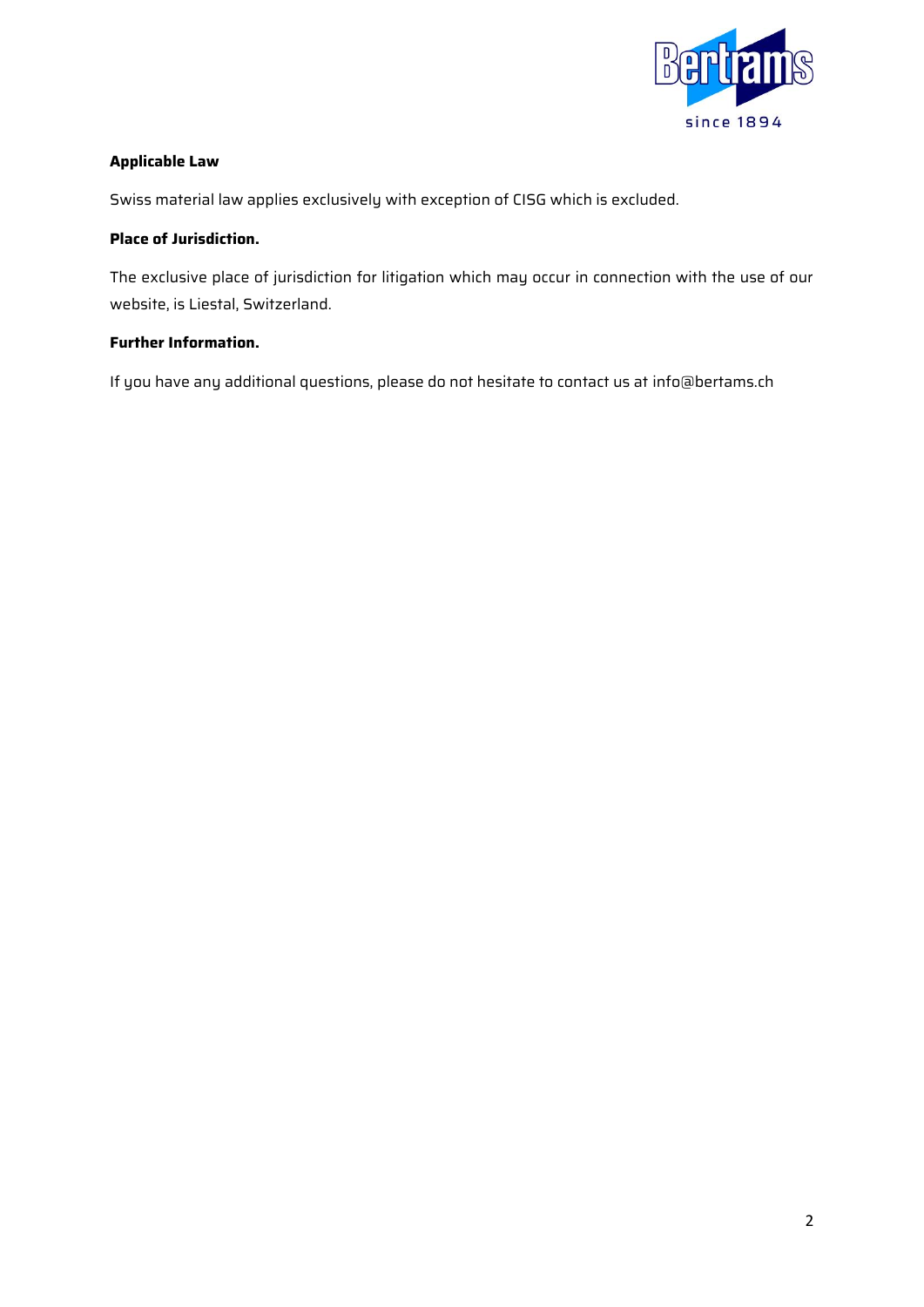**Applicable Law**

Swiss material law applies exclusively with exception of CISG which is excluded.

**Place of Jurisdiction.**

The exclusive place of jurisdiction for litigation which may occur in connection with the use of our website, is Liestal, Switzerland.

**Further Information.**

If you have any additional questions, please do not hesitate to contact us at info@bertams.ch